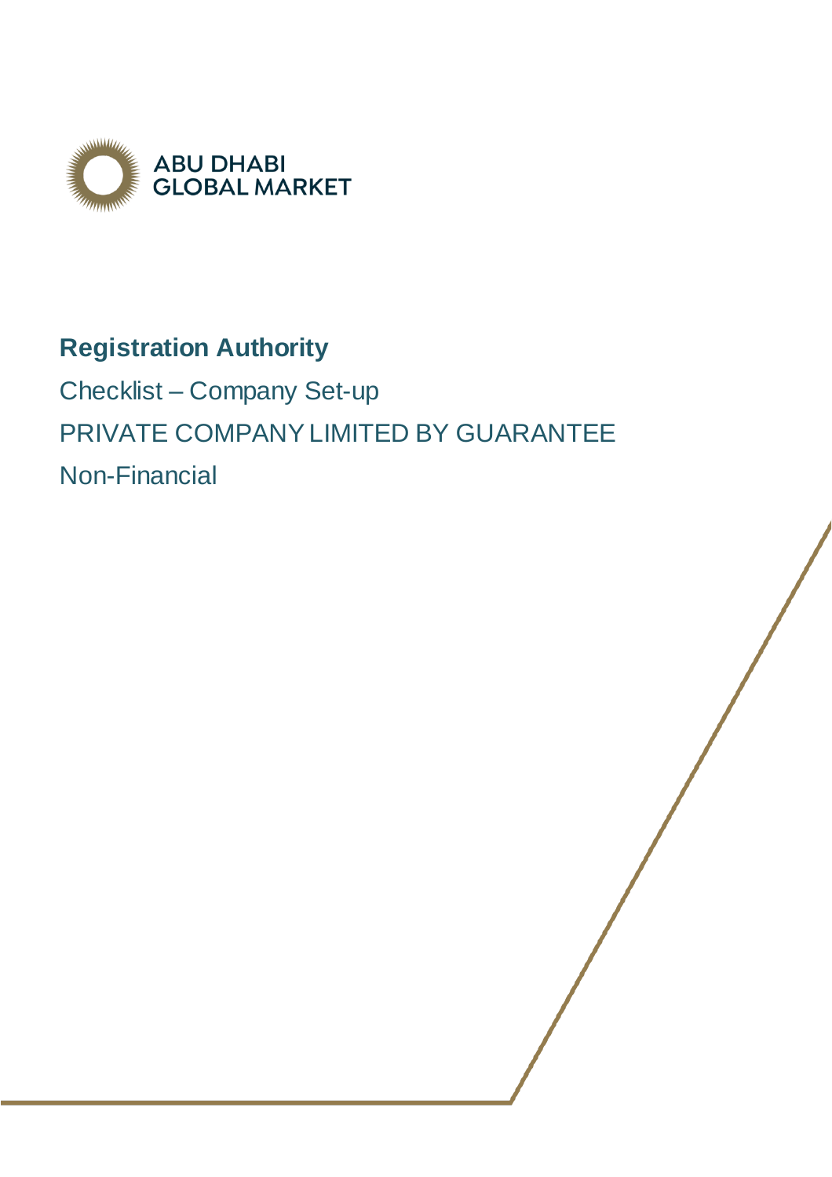ABU DHABI GLOBAL MARKET

# Registration Authority

Checklist – Company Set-up

PRIVATE COMPANY LIMITED BY GUARANTEE

Non-Financial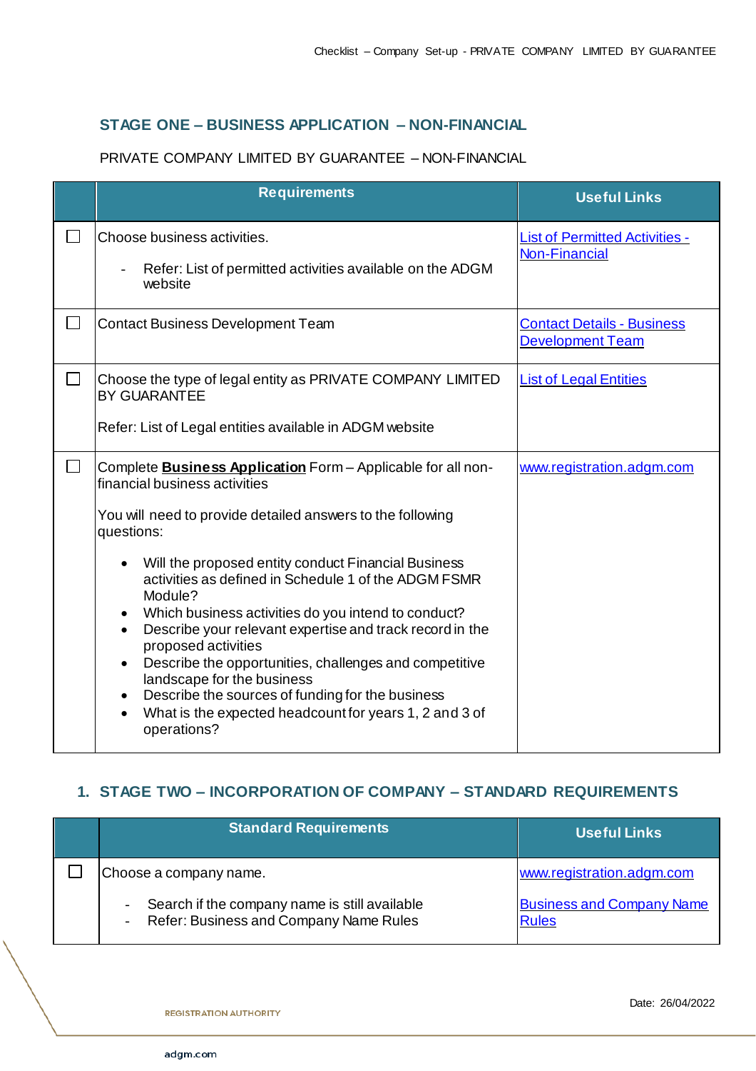## STAGE ONE – BUSINESS APPLICATION – NON-FINANCIAL

PRIVATE COMPANY LIMITED BY GUARANTEE – NON-FINANCIAL

| | Requirements | Useful Links |
|---|---|---|
| ☐ | Choose business activities.<br><br>- Refer: List of permitted activities available on the ADGM website | List of Permitted Activities - Non-Financial |
| ☐ | Contact Business Development Team | Contact Details - Business Development Team |
| ☐ | Choose the type of legal entity as PRIVATE COMPANY LIMITED BY GUARANTEE<br><br>Refer: List of Legal entities available in ADGM website | List of Legal Entities |
| ☐ | Complete **Business Application** Form – Applicable for all non-financial business activities<br><br>You will need to provide detailed answers to the following questions:<br><br>• Will the proposed entity conduct Financial Business activities as defined in Schedule 1 of the ADGM FSMR Module?<br>• Which business activities do you intend to conduct?<br>• Describe your relevant expertise and track record in the proposed activities<br>• Describe the opportunities, challenges and competitive landscape for the business<br>• Describe the sources of funding for the business<br>• What is the expected headcount for years 1, 2 and 3 of operations? | www.registration.adgm.com |

## 1. STAGE TWO – INCORPORATION OF COMPANY – STANDARD REQUIREMENTS

| | Standard Requirements | Useful Links |
|---|---|---|
| ☐ | Choose a company name.<br><br>- Search if the company name is still available<br>- Refer: Business and Company Name Rules | www.registration.adgm.com<br><br>Business and Company Name Rules |

Date: 26/04/2022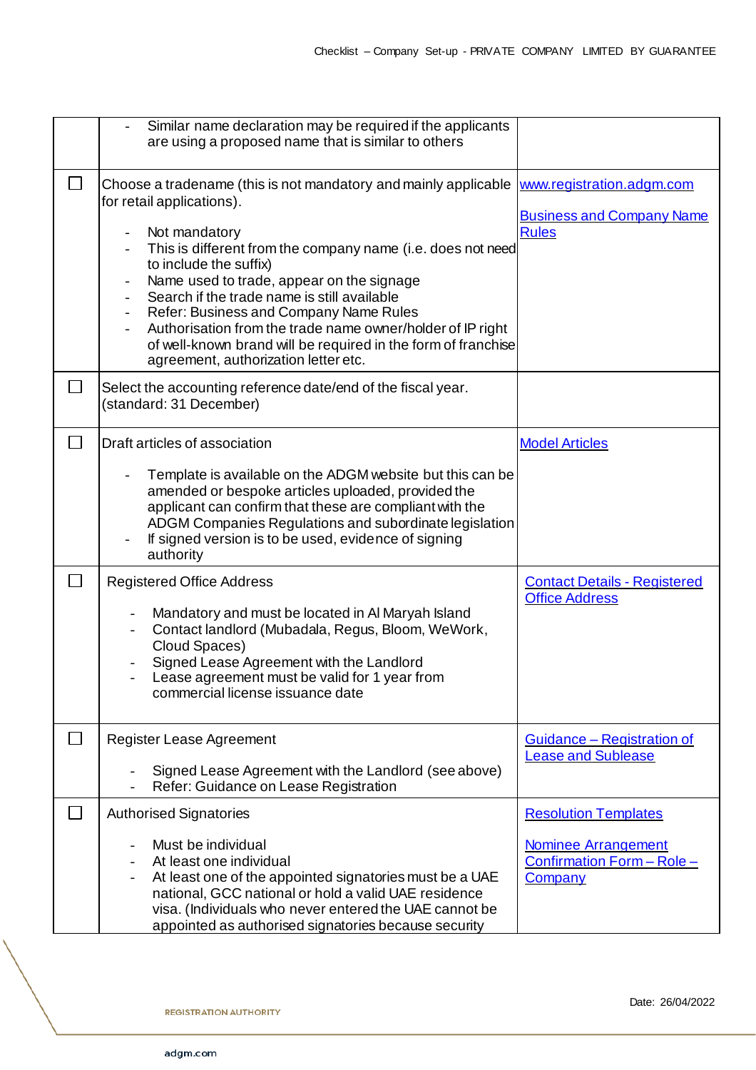| | | |
|---|---|---|
| | - Similar name declaration may be required if the applicants are using a proposed name that is similar to others | |
| ☐ | Choose a tradename (this is not mandatory and mainly applicable for retail applications).<br><br>- Not mandatory<br>- This is different from the company name (i.e. does not need to include the suffix)<br>- Name used to trade, appear on the signage<br>- Search if the trade name is still available<br>- Refer: Business and Company Name Rules<br>- Authorisation from the trade name owner/holder of IP right of well-known brand will be required in the form of franchise agreement, authorization letter etc. | www.registration.adgm.com<br><br>Business and Company Name Rules |
| ☐ | Select the accounting reference date/end of the fiscal year. (standard: 31 December) | |
| ☐ | Draft articles of association<br><br>- Template is available on the ADGM website but this can be amended or bespoke articles uploaded, provided the applicant can confirm that these are compliant with the ADGM Companies Regulations and subordinate legislation<br>- If signed version is to be used, evidence of signing authority | Model Articles |
| ☐ | Registered Office Address<br><br>- Mandatory and must be located in Al Maryah Island<br>- Contact landlord (Mubadala, Regus, Bloom, WeWork, Cloud Spaces)<br>- Signed Lease Agreement with the Landlord<br>- Lease agreement must be valid for 1 year from commercial license issuance date | Contact Details - Registered Office Address |
| ☐ | Register Lease Agreement<br><br>- Signed Lease Agreement with the Landlord (see above)<br>- Refer: Guidance on Lease Registration | Guidance – Registration of Lease and Sublease |
| ☐ | Authorised Signatories<br><br>- Must be individual<br>- At least one individual<br>- At least one of the appointed signatories must be a UAE national, GCC national or hold a valid UAE residence visa. (Individuals who never entered the UAE cannot be appointed as authorised signatories because security | Resolution Templates<br><br>Nominee Arrangement Confirmation Form – Role – Company |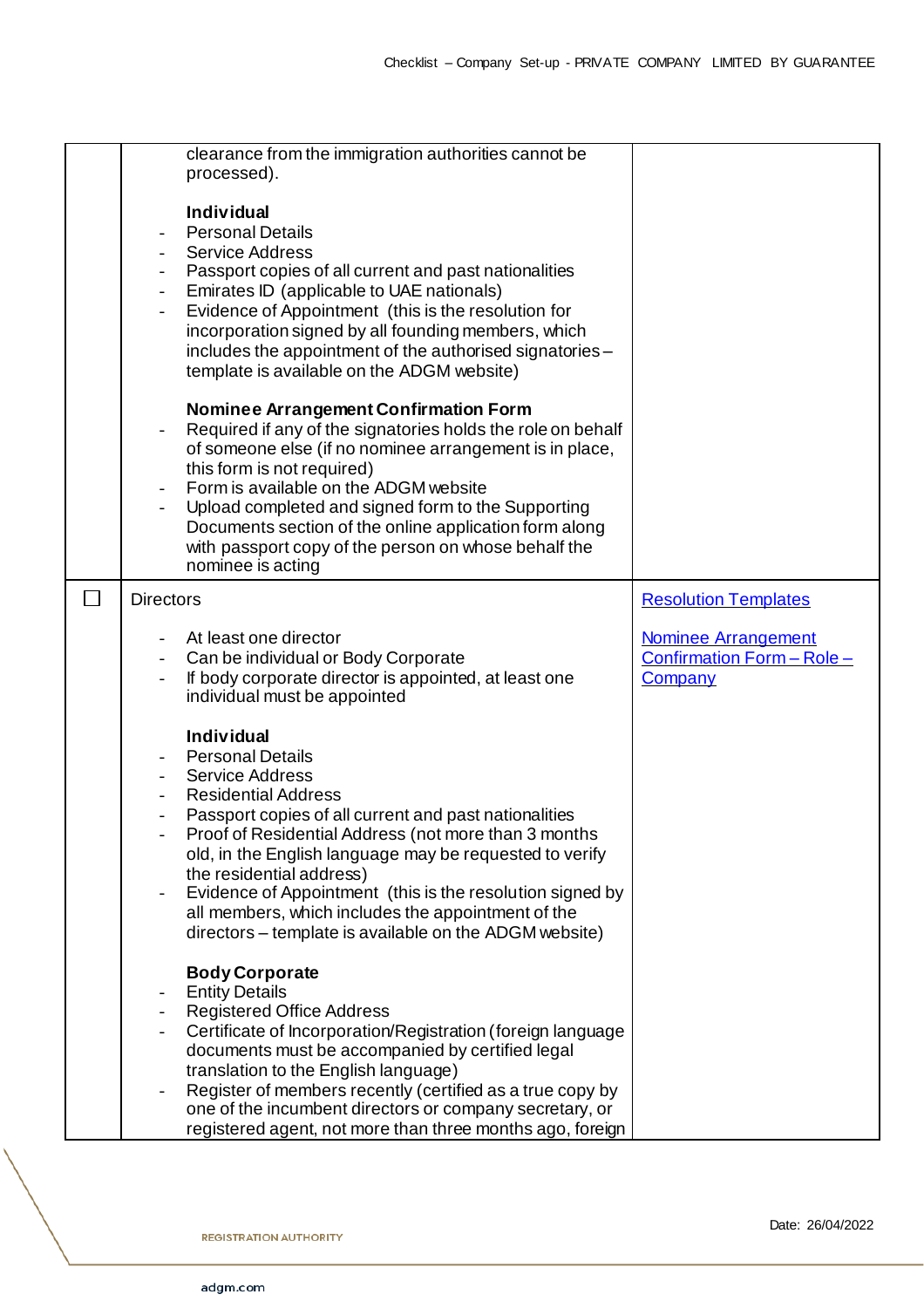| | | |
|---|---|---|
| | clearance from the immigration authorities cannot be processed).<br><br>**Individual**<br>- Personal Details<br>- Service Address<br>- Passport copies of all current and past nationalities<br>- Emirates ID (applicable to UAE nationals)<br>- Evidence of Appointment (this is the resolution for incorporation signed by all founding members, which includes the appointment of the authorised signatories – template is available on the ADGM website)<br><br>**Nominee Arrangement Confirmation Form**<br>- Required if any of the signatories holds the role on behalf of someone else (if no nominee arrangement is in place, this form is not required)<br>- Form is available on the ADGM website<br>- Upload completed and signed form to the Supporting Documents section of the online application form along with passport copy of the person on whose behalf the nominee is acting | |
| ☐ | Directors<br><br>- At least one director<br>- Can be individual or Body Corporate<br>- If body corporate director is appointed, at least one individual must be appointed<br><br>**Individual**<br>- Personal Details<br>- Service Address<br>- Residential Address<br>- Passport copies of all current and past nationalities<br>- Proof of Residential Address (not more than 3 months old, in the English language may be requested to verify the residential address)<br>- Evidence of Appointment (this is the resolution signed by all members, which includes the appointment of the directors – template is available on the ADGM website)<br><br>**Body Corporate**<br>- Entity Details<br>- Registered Office Address<br>- Certificate of Incorporation/Registration (foreign language documents must be accompanied by certified legal translation to the English language)<br>- Register of members recently (certified as a true copy by one of the incumbent directors or company secretary, or registered agent, not more than three months ago, foreign | Resolution Templates<br><br>Nominee Arrangement Confirmation Form – Role – Company |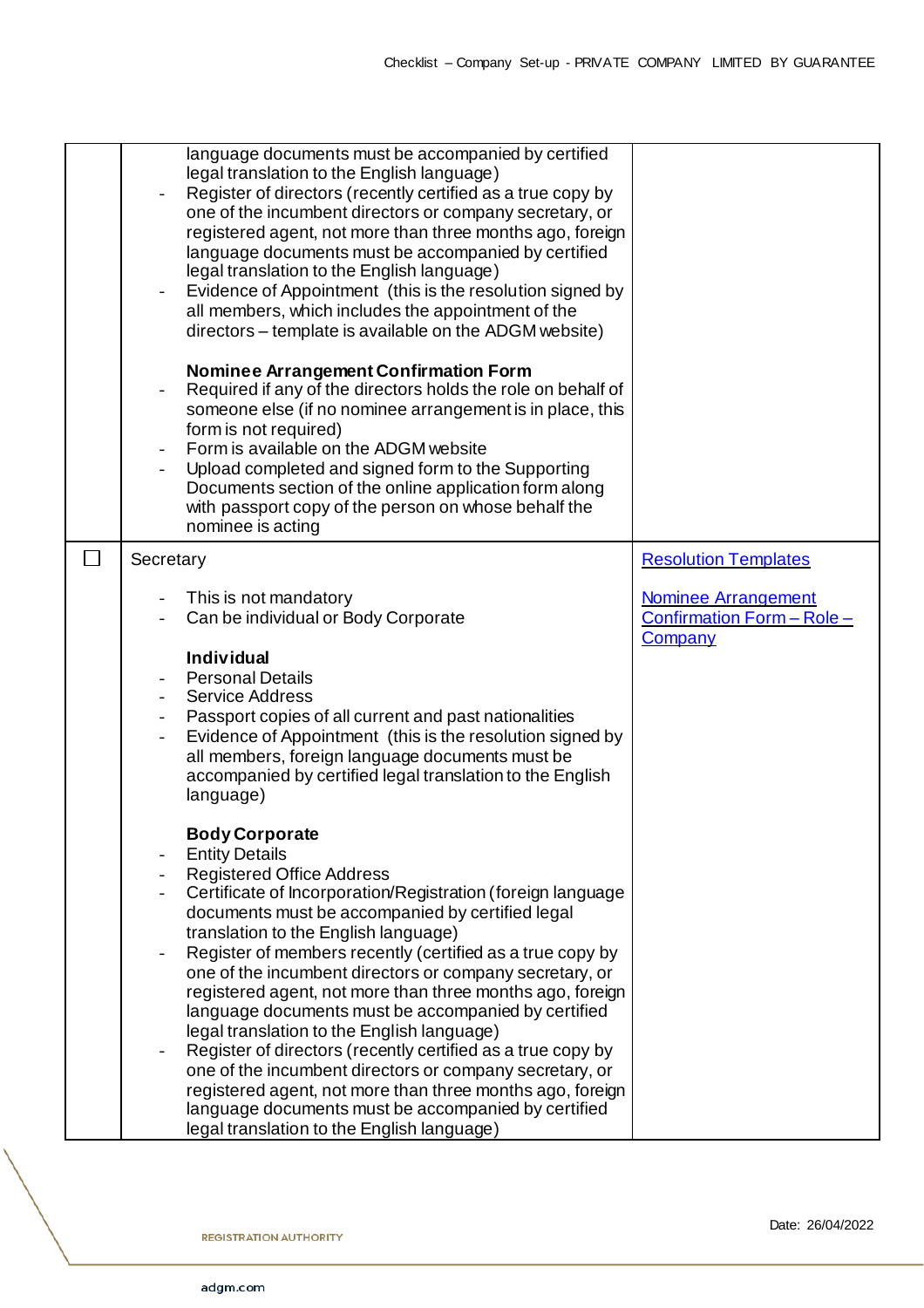| | | |
|---|---|---|
| | language documents must be accompanied by certified legal translation to the English language)<br>- Register of directors (recently certified as a true copy by one of the incumbent directors or company secretary, or registered agent, not more than three months ago, foreign language documents must be accompanied by certified legal translation to the English language)<br>- Evidence of Appointment (this is the resolution signed by all members, which includes the appointment of the directors – template is available on the ADGM website)<br><br>**Nominee Arrangement Confirmation Form**<br>- Required if any of the directors holds the role on behalf of someone else (if no nominee arrangement is in place, this form is not required)<br>- Form is available on the ADGM website<br>- Upload completed and signed form to the Supporting Documents section of the online application form along with passport copy of the person on whose behalf the nominee is acting | |
| ☐ | Secretary<br><br>- This is not mandatory<br>- Can be individual or Body Corporate<br><br>**Individual**<br>- Personal Details<br>- Service Address<br>- Passport copies of all current and past nationalities<br>- Evidence of Appointment (this is the resolution signed by all members, foreign language documents must be accompanied by certified legal translation to the English language)<br><br>**Body Corporate**<br>- Entity Details<br>- Registered Office Address<br>- Certificate of Incorporation/Registration (foreign language documents must be accompanied by certified legal translation to the English language)<br>- Register of members recently (certified as a true copy by one of the incumbent directors or company secretary, or registered agent, not more than three months ago, foreign language documents must be accompanied by certified legal translation to the English language)<br>- Register of directors (recently certified as a true copy by one of the incumbent directors or company secretary, or registered agent, not more than three months ago, foreign language documents must be accompanied by certified legal translation to the English language) | Resolution Templates<br><br>Nominee Arrangement Confirmation Form – Role – Company |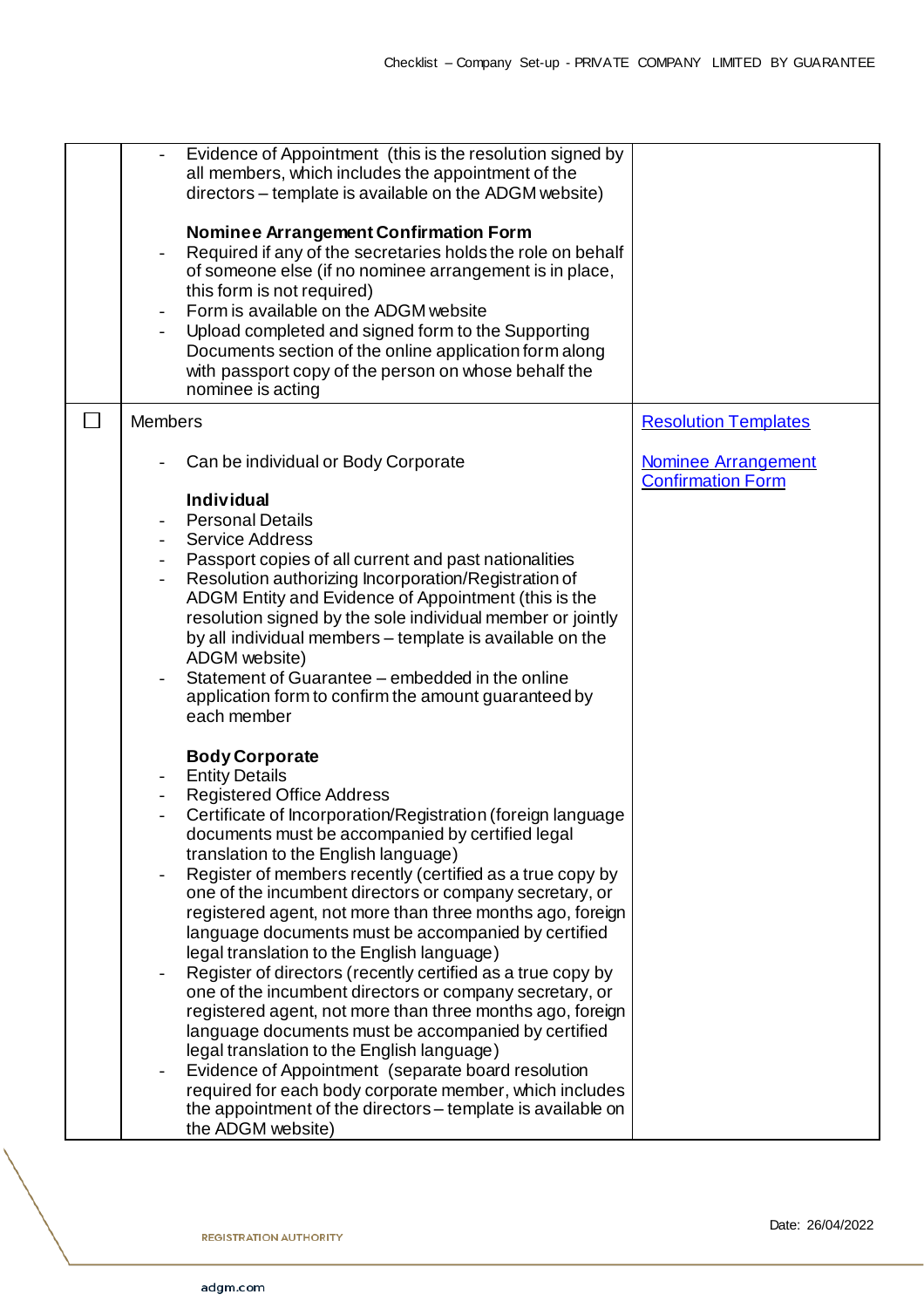| | | |
|---|---|---|
| | - Evidence of Appointment (this is the resolution signed by all members, which includes the appointment of the directors – template is available on the ADGM website)<br><br>**Nominee Arrangement Confirmation Form**<br>- Required if any of the secretaries holds the role on behalf of someone else (if no nominee arrangement is in place, this form is not required)<br>- Form is available on the ADGM website<br>- Upload completed and signed form to the Supporting Documents section of the online application form along with passport copy of the person on whose behalf the nominee is acting | |
| ☐ | Members<br><br>- Can be individual or Body Corporate<br><br>**Individual**<br>- Personal Details<br>- Service Address<br>- Passport copies of all current and past nationalities<br>- Resolution authorizing Incorporation/Registration of ADGM Entity and Evidence of Appointment (this is the resolution signed by the sole individual member or jointly by all individual members – template is available on the ADGM website)<br>- Statement of Guarantee – embedded in the online application form to confirm the amount guaranteed by each member<br><br>**Body Corporate**<br>- Entity Details<br>- Registered Office Address<br>- Certificate of Incorporation/Registration (foreign language documents must be accompanied by certified legal translation to the English language)<br>- Register of members recently (certified as a true copy by one of the incumbent directors or company secretary, or registered agent, not more than three months ago, foreign language documents must be accompanied by certified legal translation to the English language)<br>- Register of directors (recently certified as a true copy by one of the incumbent directors or company secretary, or registered agent, not more than three months ago, foreign language documents must be accompanied by certified legal translation to the English language)<br>- Evidence of Appointment (separate board resolution required for each body corporate member, which includes the appointment of the directors – template is available on the ADGM website) | Resolution Templates<br><br>Nominee Arrangement Confirmation Form |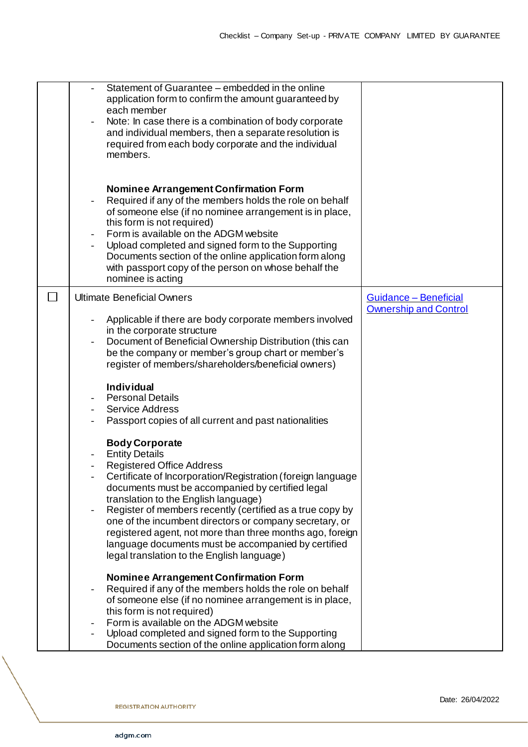| | | |
|---|---|---|
| | - Statement of Guarantee – embedded in the online application form to confirm the amount guaranteed by each member<br>- Note: In case there is a combination of body corporate and individual members, then a separate resolution is required from each body corporate and the individual members.<br><br>**Nominee Arrangement Confirmation Form**<br>- Required if any of the members holds the role on behalf of someone else (if no nominee arrangement is in place, this form is not required)<br>- Form is available on the ADGM website<br>- Upload completed and signed form to the Supporting Documents section of the online application form along with passport copy of the person on whose behalf the nominee is acting | |
| ☐ | Ultimate Beneficial Owners<br><br>- Applicable if there are body corporate members involved in the corporate structure<br>- Document of Beneficial Ownership Distribution (this can be the company or member's group chart or member's register of members/shareholders/beneficial owners)<br><br>**Individual**<br>- Personal Details<br>- Service Address<br>- Passport copies of all current and past nationalities<br><br>**Body Corporate**<br>- Entity Details<br>- Registered Office Address<br>- Certificate of Incorporation/Registration (foreign language documents must be accompanied by certified legal translation to the English language)<br>- Register of members recently (certified as a true copy by one of the incumbent directors or company secretary, or registered agent, not more than three months ago, foreign language documents must be accompanied by certified legal translation to the English language)<br><br>**Nominee Arrangement Confirmation Form**<br>- Required if any of the members holds the role on behalf of someone else (if no nominee arrangement is in place, this form is not required)<br>- Form is available on the ADGM website<br>- Upload completed and signed form to the Supporting Documents section of the online application form along | Guidance – Beneficial Ownership and Control |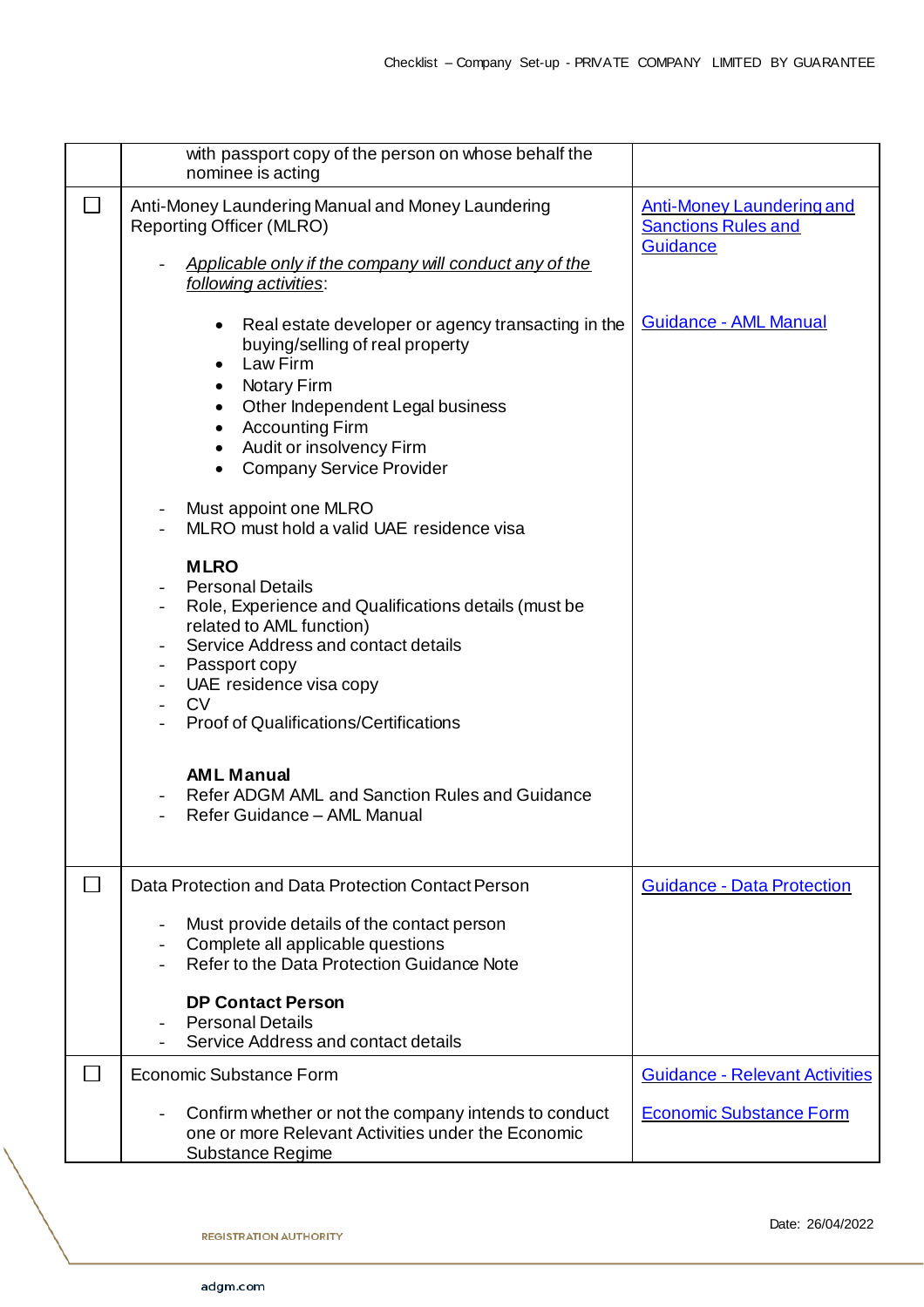| | | |
|---|---|---|
| | with passport copy of the person on whose behalf the nominee is acting | |
| ☐ | Anti-Money Laundering Manual and Money Laundering Reporting Officer (MLRO)<br><br>- *Applicable only if the company will conduct any of the following activities*:<br><br>• Real estate developer or agency transacting in the buying/selling of real property<br>• Law Firm<br>• Notary Firm<br>• Other Independent Legal business<br>• Accounting Firm<br>• Audit or insolvency Firm<br>• Company Service Provider<br><br>- Must appoint one MLRO<br>- MLRO must hold a valid UAE residence visa<br><br>**MLRO**<br>- Personal Details<br>- Role, Experience and Qualifications details (must be related to AML function)<br>- Service Address and contact details<br>- Passport copy<br>- UAE residence visa copy<br>- CV<br>- Proof of Qualifications/Certifications<br><br>**AML Manual**<br>- Refer ADGM AML and Sanction Rules and Guidance<br>- Refer Guidance – AML Manual | Anti-Money Laundering and Sanctions Rules and Guidance<br><br>Guidance - AML Manual |
| ☐ | Data Protection and Data Protection Contact Person<br><br>- Must provide details of the contact person<br>- Complete all applicable questions<br>- Refer to the Data Protection Guidance Note<br><br>**DP Contact Person**<br>- Personal Details<br>- Service Address and contact details | Guidance - Data Protection |
| ☐ | Economic Substance Form<br><br>- Confirm whether or not the company intends to conduct one or more Relevant Activities under the Economic Substance Regime | Guidance - Relevant Activities<br><br>Economic Substance Form |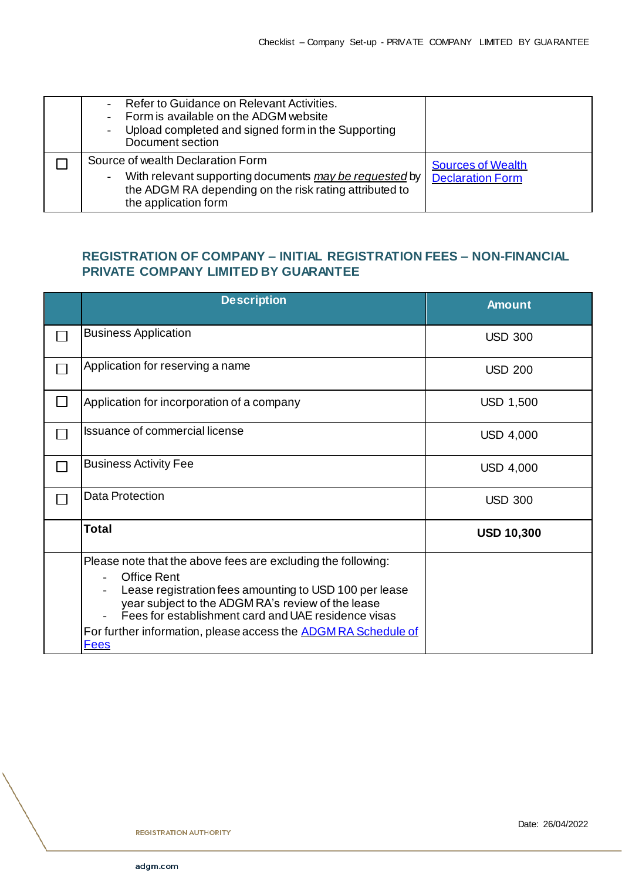| | | |
|---|---|---|
| | - Refer to Guidance on Relevant Activities.<br>- Form is available on the ADGM website<br>- Upload completed and signed form in the Supporting Document section | |
| ☐ | Source of wealth Declaration Form<br>- With relevant supporting documents *may be requested* by the ADGM RA depending on the risk rating attributed to the application form | Sources of Wealth Declaration Form |

## REGISTRATION OF COMPANY – INITIAL REGISTRATION FEES – NON-FINANCIAL PRIVATE COMPANY LIMITED BY GUARANTEE

| | Description | Amount |
|---|---|---|
| ☐ | Business Application | USD 300 |
| ☐ | Application for reserving a name | USD 200 |
| ☐ | Application for incorporation of a company | USD 1,500 |
| ☐ | Issuance of commercial license | USD 4,000 |
| ☐ | Business Activity Fee | USD 4,000 |
| ☐ | Data Protection | USD 300 |
| | **Total** | **USD 10,300** |
| | Please note that the above fees are excluding the following:<br>- Office Rent<br>- Lease registration fees amounting to USD 100 per lease year subject to the ADGM RA's review of the lease<br>- Fees for establishment card and UAE residence visas<br>For further information, please access the ADGM RA Schedule of Fees | |

Date: 26/04/2022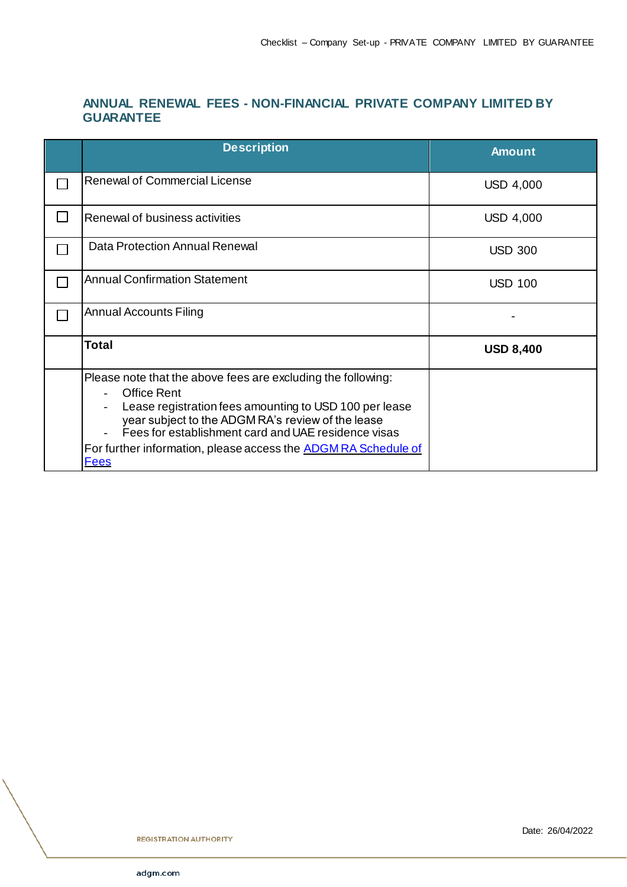## ANNUAL RENEWAL FEES - NON-FINANCIAL PRIVATE COMPANY LIMITED BY GUARANTEE

| | Description | Amount |
|---|---|---|
| ☐ | Renewal of Commercial License | USD 4,000 |
| ☐ | Renewal of business activities | USD 4,000 |
| ☐ | Data Protection Annual Renewal | USD 300 |
| ☐ | Annual Confirmation Statement | USD 100 |
| ☐ | Annual Accounts Filing | - |
| | **Total** | **USD 8,400** |
| | Please note that the above fees are excluding the following:<br>- Office Rent<br>- Lease registration fees amounting to USD 100 per lease year subject to the ADGM RA's review of the lease<br>- Fees for establishment card and UAE residence visas<br>For further information, please access the ADGM RA Schedule of Fees | |

REGISTRATION AUTHORITY

Date: 26/04/2022

adgm.com